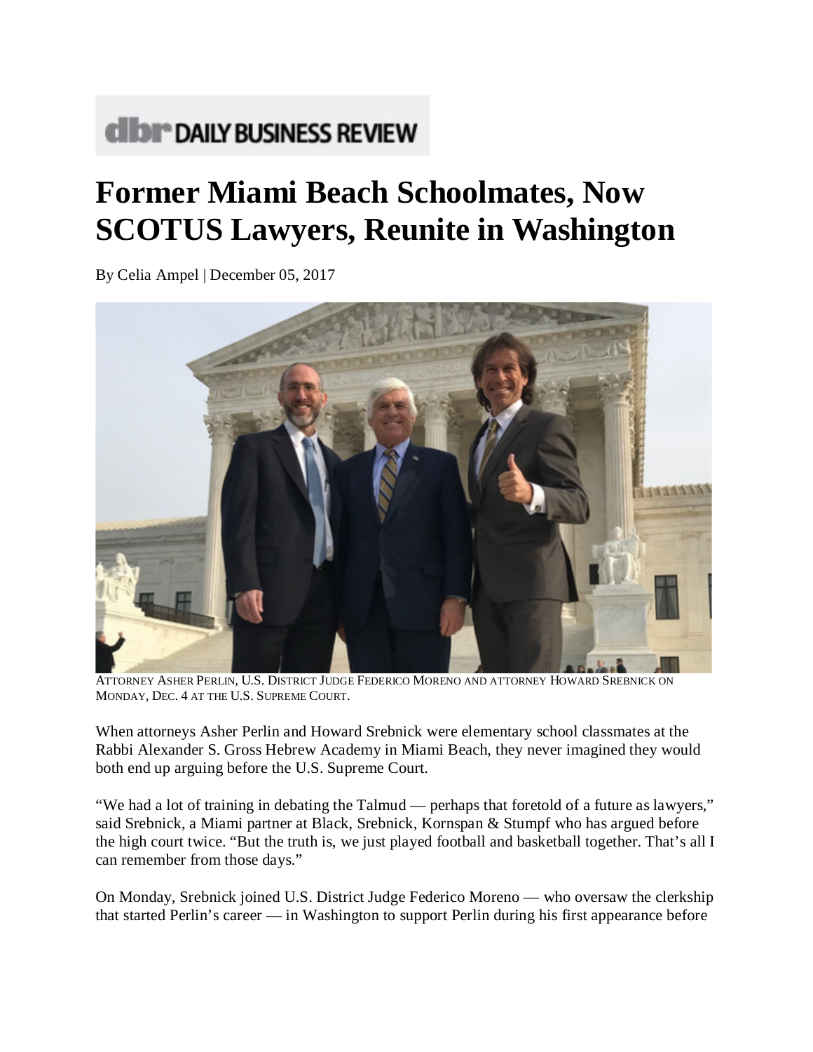DAILY BUSINESS REVIEW

# Former Miami Beach Schoolmates, Now SCOTUS Lawyers, Reunite in Washington

By Celia Ampel | December 05, 2017

ATTORNEY ASHER PERLIN, U.S. DISTRICT JUDGE FEDERICO MORENO AND ATTORNEY HOWARD SREBNICK ON MONDAY, DEC. 4 AT THE U.S. SUPREME COURT.

When attorneys Asher Perlin and Howard Srebnick were elementary school classmates at the Rabbi Alexander S. Gross Hebrew Academy in Miami Beach, they never imagined they would both end up arguing before the U.S. Supreme Court.

"We had a lot of training in debating the Talmud — perhaps that foretold of a future as lawyers," said Srebnick, a Miami partner at Black, Srebnick, Kornspan & Stumpf who has argued before the high court twice. "But the truth is, we just played football and basketball together. That's all I can remember from those days."

On Monday, Srebnick joined U.S. District Judge Federico Moreno — who oversaw the clerkship that started Perlin's career — in Washington to support Perlin during his first appearance before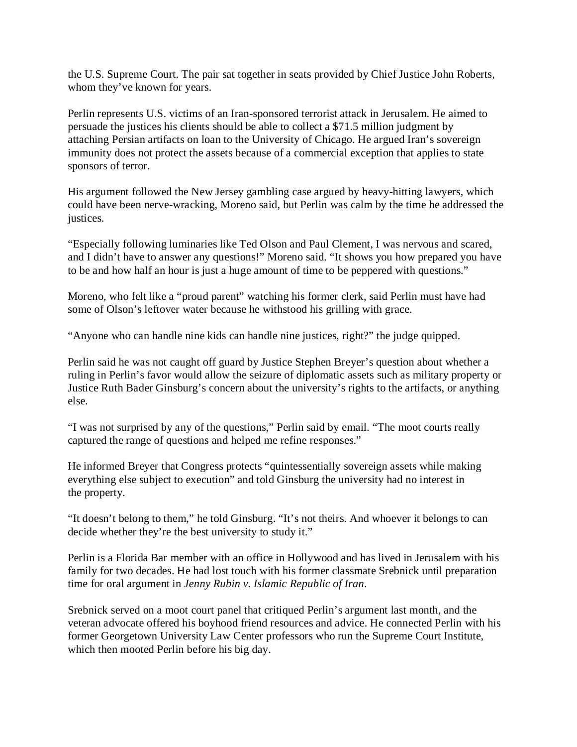the U.S. Supreme Court. The pair sat together in seats provided by Chief Justice John Roberts, whom they've known for years.

Perlin represents U.S. victims of an Iran-sponsored terrorist attack in Jerusalem. He aimed to persuade the justices his clients should be able to collect a $71.5 million judgment by attaching Persian artifacts on loan to the University of Chicago. He argued Iran's sovereign immunity does not protect the assets because of a commercial exception that applies to state sponsors of terror.

His argument followed the New Jersey gambling case argued by heavy-hitting lawyers, which could have been nerve-wracking, Moreno said, but Perlin was calm by the time he addressed the justices.

"Especially following luminaries like Ted Olson and Paul Clement, I was nervous and scared, and I didn't have to answer any questions!" Moreno said. "It shows you how prepared you have to be and how half an hour is just a huge amount of time to be peppered with questions."

Moreno, who felt like a "proud parent" watching his former clerk, said Perlin must have had some of Olson's leftover water because he withstood his grilling with grace.

"Anyone who can handle nine kids can handle nine justices, right?" the judge quipped.

Perlin said he was not caught off guard by Justice Stephen Breyer's question about whether a ruling in Perlin's favor would allow the seizure of diplomatic assets such as military property or Justice Ruth Bader Ginsburg's concern about the university's rights to the artifacts, or anything else.

"I was not surprised by any of the questions," Perlin said by email. "The moot courts really captured the range of questions and helped me refine responses."

He informed Breyer that Congress protects "quintessentially sovereign assets while making everything else subject to execution" and told Ginsburg the university had no interest in the property.

"It doesn't belong to them," he told Ginsburg. "It's not theirs. And whoever it belongs to can decide whether they're the best university to study it."

Perlin is a Florida Bar member with an office in Hollywood and has lived in Jerusalem with his family for two decades. He had lost touch with his former classmate Srebnick until preparation time for oral argument in *Jenny Rubin v. Islamic Republic of Iran*.

Srebnick served on a moot court panel that critiqued Perlin's argument last month, and the veteran advocate offered his boyhood friend resources and advice. He connected Perlin with his former Georgetown University Law Center professors who run the Supreme Court Institute, which then mooted Perlin before his big day.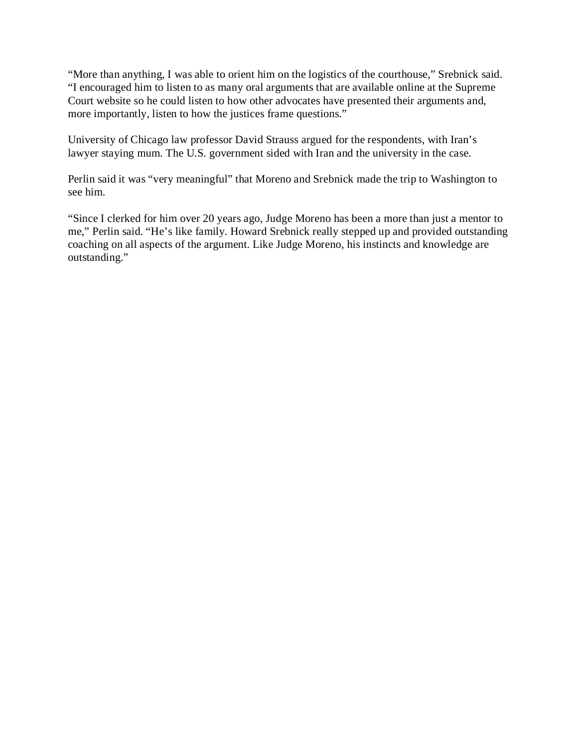"More than anything, I was able to orient him on the logistics of the courthouse," Srebnick said. "I encouraged him to listen to as many oral arguments that are available online at the Supreme Court website so he could listen to how other advocates have presented their arguments and, more importantly, listen to how the justices frame questions."

University of Chicago law professor David Strauss argued for the respondents, with Iran's lawyer staying mum. The U.S. government sided with Iran and the university in the case.

Perlin said it was "very meaningful" that Moreno and Srebnick made the trip to Washington to see him.

"Since I clerked for him over 20 years ago, Judge Moreno has been a more than just a mentor to me," Perlin said. "He's like family. Howard Srebnick really stepped up and provided outstanding coaching on all aspects of the argument. Like Judge Moreno, his instincts and knowledge are outstanding."